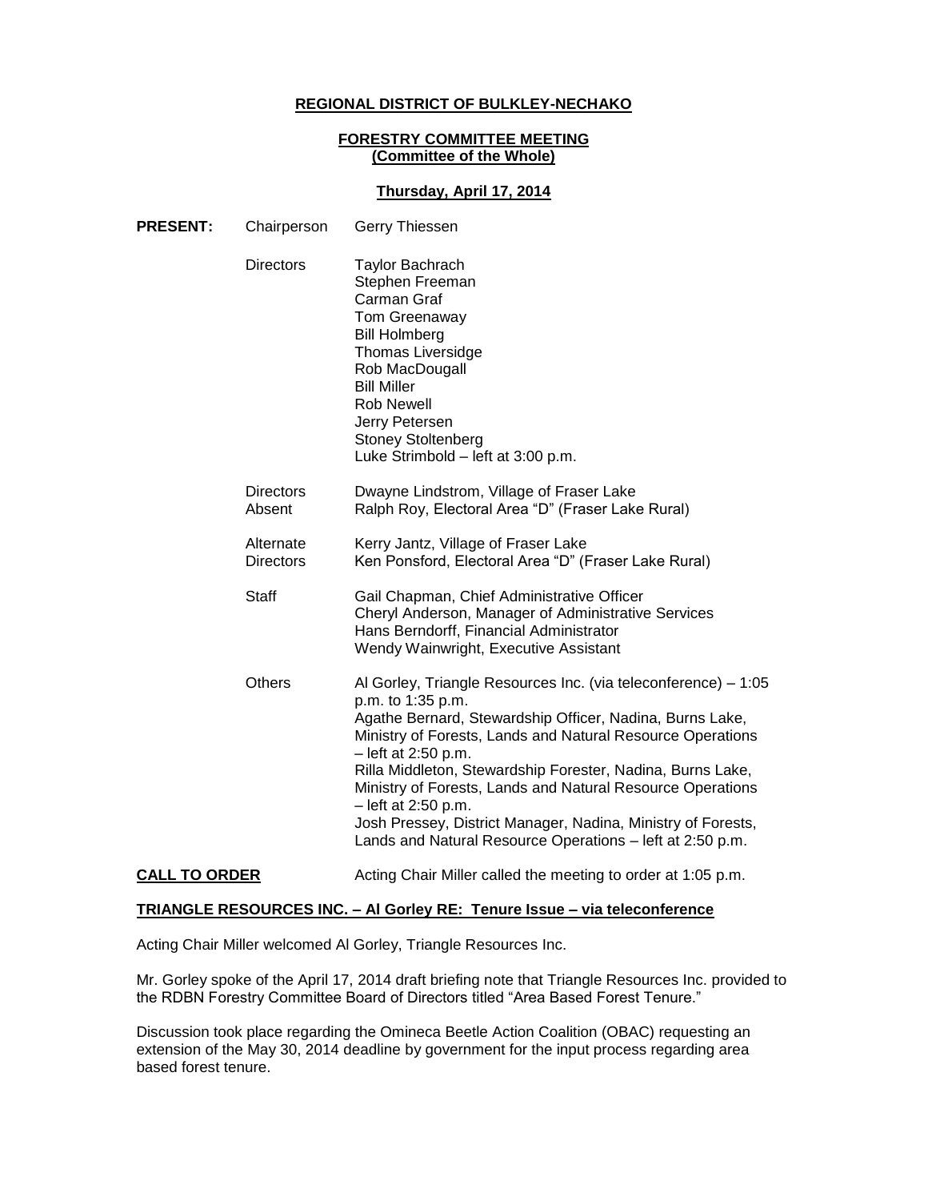**REGIONAL DISTRICT OF BULKLEY-NECHAKO**

**FORESTRY COMMITTEE MEETING**
**(Committee of the Whole)**

**Thursday, April 17, 2014**

| | | |
|---|---|---|
| **PRESENT:** | Chairperson | Gerry Thiessen |
| | Directors | Taylor Bachrach<br>Stephen Freeman<br>Carman Graf<br>Tom Greenaway<br>Bill Holmberg<br>Thomas Liversidge<br>Rob MacDougall<br>Bill Miller<br>Rob Newell<br>Jerry Petersen<br>Stoney Stoltenberg<br>Luke Strimbold – left at 3:00 p.m. |
| | Directors Absent | Dwayne Lindstrom, Village of Fraser Lake<br>Ralph Roy, Electoral Area "D" (Fraser Lake Rural) |
| | Alternate Directors | Kerry Jantz, Village of Fraser Lake<br>Ken Ponsford, Electoral Area "D" (Fraser Lake Rural) |
| | Staff | Gail Chapman, Chief Administrative Officer<br>Cheryl Anderson, Manager of Administrative Services<br>Hans Berndorff, Financial Administrator<br>Wendy Wainwright, Executive Assistant |
| | Others | Al Gorley, Triangle Resources Inc. (via teleconference) – 1:05 p.m. to 1:35 p.m.<br>Agathe Bernard, Stewardship Officer, Nadina, Burns Lake, Ministry of Forests, Lands and Natural Resource Operations – left at 2:50 p.m.<br>Rilla Middleton, Stewardship Forester, Nadina, Burns Lake, Ministry of Forests, Lands and Natural Resource Operations – left at 2:50 p.m.<br>Josh Pressey, District Manager, Nadina, Ministry of Forests, Lands and Natural Resource Operations – left at 2:50 p.m. |

**CALL TO ORDER** Acting Chair Miller called the meeting to order at 1:05 p.m.

**TRIANGLE RESOURCES INC. – Al Gorley RE: Tenure Issue – via teleconference**

Acting Chair Miller welcomed Al Gorley, Triangle Resources Inc.

Mr. Gorley spoke of the April 17, 2014 draft briefing note that Triangle Resources Inc. provided to the RDBN Forestry Committee Board of Directors titled "Area Based Forest Tenure."

Discussion took place regarding the Omineca Beetle Action Coalition (OBAC) requesting an extension of the May 30, 2014 deadline by government for the input process regarding area based forest tenure.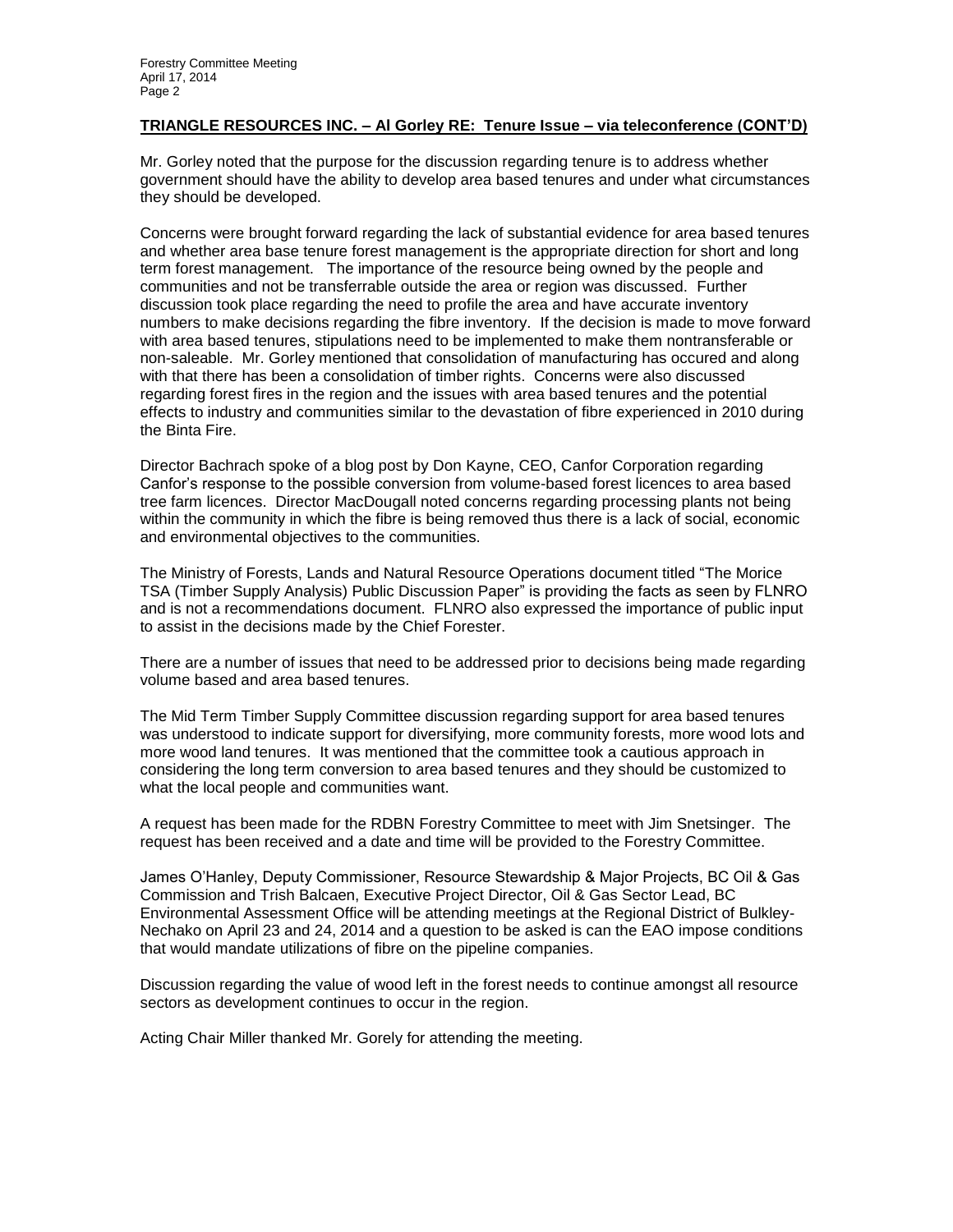**TRIANGLE RESOURCES INC. – Al Gorley RE: Tenure Issue – via teleconference (CONT'D)**

Mr. Gorley noted that the purpose for the discussion regarding tenure is to address whether government should have the ability to develop area based tenures and under what circumstances they should be developed.

Concerns were brought forward regarding the lack of substantial evidence for area based tenures and whether area base tenure forest management is the appropriate direction for short and long term forest management. The importance of the resource being owned by the people and communities and not be transferrable outside the area or region was discussed. Further discussion took place regarding the need to profile the area and have accurate inventory numbers to make decisions regarding the fibre inventory. If the decision is made to move forward with area based tenures, stipulations need to be implemented to make them nontransferable or non-saleable. Mr. Gorley mentioned that consolidation of manufacturing has occured and along with that there has been a consolidation of timber rights. Concerns were also discussed regarding forest fires in the region and the issues with area based tenures and the potential effects to industry and communities similar to the devastation of fibre experienced in 2010 during the Binta Fire.

Director Bachrach spoke of a blog post by Don Kayne, CEO, Canfor Corporation regarding Canfor's response to the possible conversion from volume-based forest licences to area based tree farm licences. Director MacDougall noted concerns regarding processing plants not being within the community in which the fibre is being removed thus there is a lack of social, economic and environmental objectives to the communities.

The Ministry of Forests, Lands and Natural Resource Operations document titled "The Morice TSA (Timber Supply Analysis) Public Discussion Paper" is providing the facts as seen by FLNRO and is not a recommendations document. FLNRO also expressed the importance of public input to assist in the decisions made by the Chief Forester.

There are a number of issues that need to be addressed prior to decisions being made regarding volume based and area based tenures.

The Mid Term Timber Supply Committee discussion regarding support for area based tenures was understood to indicate support for diversifying, more community forests, more wood lots and more wood land tenures. It was mentioned that the committee took a cautious approach in considering the long term conversion to area based tenures and they should be customized to what the local people and communities want.

A request has been made for the RDBN Forestry Committee to meet with Jim Snetsinger. The request has been received and a date and time will be provided to the Forestry Committee.

James O'Hanley, Deputy Commissioner, Resource Stewardship & Major Projects, BC Oil & Gas Commission and Trish Balcaen, Executive Project Director, Oil & Gas Sector Lead, BC Environmental Assessment Office will be attending meetings at the Regional District of Bulkley-Nechako on April 23 and 24, 2014 and a question to be asked is can the EAO impose conditions that would mandate utilizations of fibre on the pipeline companies.

Discussion regarding the value of wood left in the forest needs to continue amongst all resource sectors as development continues to occur in the region.

Acting Chair Miller thanked Mr. Gorely for attending the meeting.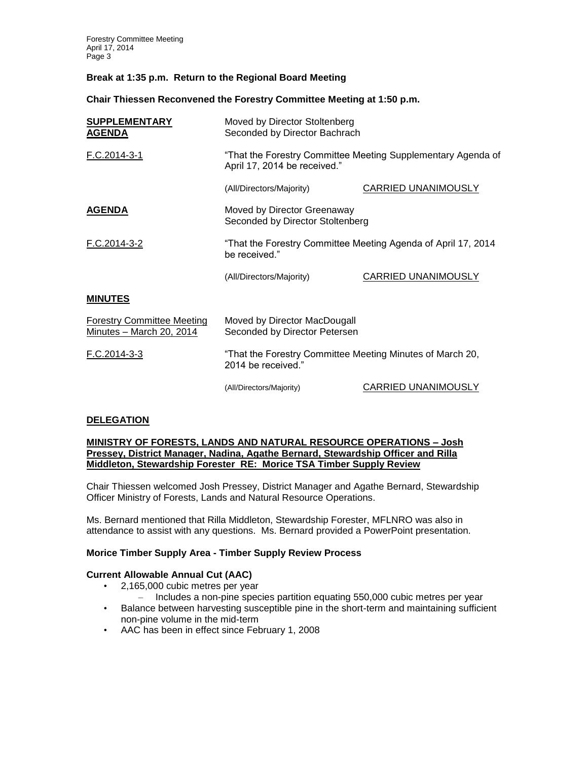**Break at 1:35 p.m. Return to the Regional Board Meeting**

**Chair Thiessen Reconvened the Forestry Committee Meeting at 1:50 p.m.**

**SUPPLEMENTARY AGENDA**

Moved by Director Stoltenberg
Seconded by Director Bachrach

F.C.2014-3-1

"That the Forestry Committee Meeting Supplementary Agenda of April 17, 2014 be received."

(All/Directors/Majority) CARRIED UNANIMOUSLY

**AGENDA**

Moved by Director Greenaway
Seconded by Director Stoltenberg

F.C.2014-3-2

"That the Forestry Committee Meeting Agenda of April 17, 2014 be received."

(All/Directors/Majority) CARRIED UNANIMOUSLY

**MINUTES**

Forestry Committee Meeting Minutes – March 20, 2014

Moved by Director MacDougall
Seconded by Director Petersen

F.C.2014-3-3

"That the Forestry Committee Meeting Minutes of March 20, 2014 be received."

(All/Directors/Majority) CARRIED UNANIMOUSLY

**DELEGATION**

**MINISTRY OF FORESTS, LANDS AND NATURAL RESOURCE OPERATIONS – Josh Pressey, District Manager, Nadina, Agathe Bernard, Stewardship Officer and Rilla Middleton, Stewardship Forester RE: Morice TSA Timber Supply Review**

Chair Thiessen welcomed Josh Pressey, District Manager and Agathe Bernard, Stewardship Officer Ministry of Forests, Lands and Natural Resource Operations.

Ms. Bernard mentioned that Rilla Middleton, Stewardship Forester, MFLNRO was also in attendance to assist with any questions. Ms. Bernard provided a PowerPoint presentation.

**Morice Timber Supply Area - Timber Supply Review Process**

**Current Allowable Annual Cut (AAC)**

- 2,165,000 cubic metres per year
  - Includes a non-pine species partition equating 550,000 cubic metres per year
- Balance between harvesting susceptible pine in the short-term and maintaining sufficient non-pine volume in the mid-term
- AAC has been in effect since February 1, 2008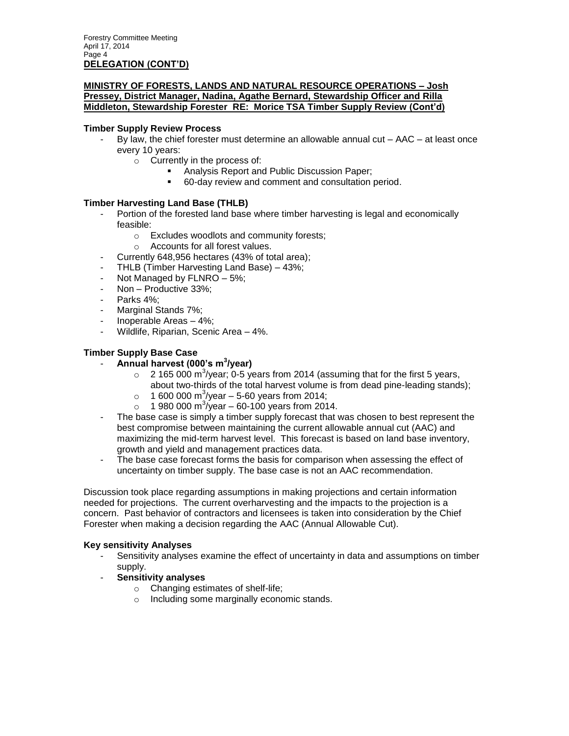**DELEGATION (CONT'D)**

**MINISTRY OF FORESTS, LANDS AND NATURAL RESOURCE OPERATIONS – Josh Pressey, District Manager, Nadina, Agathe Bernard, Stewardship Officer and Rilla Middleton, Stewardship Forester RE: Morice TSA Timber Supply Review (Cont'd)**

**Timber Supply Review Process**

- By law, the chief forester must determine an allowable annual cut – AAC – at least once every 10 years:
  - Currently in the process of:
    - Analysis Report and Public Discussion Paper;
    - 60-day review and comment and consultation period.

**Timber Harvesting Land Base (THLB)**

- Portion of the forested land base where timber harvesting is legal and economically feasible:
  - Excludes woodlots and community forests;
  - Accounts for all forest values.
- Currently 648,956 hectares (43% of total area);
- THLB (Timber Harvesting Land Base) – 43%;
- Not Managed by FLNRO – 5%;
- Non – Productive 33%;
- Parks 4%;
- Marginal Stands 7%;
- Inoperable Areas – 4%;
- Wildlife, Riparian, Scenic Area – 4%.

**Timber Supply Base Case**

- **Annual harvest (000's $m^3$/year)**
  - 2 165 000 $m^3$/year; 0-5 years from 2014 (assuming that for the first 5 years, about two-thirds of the total harvest volume is from dead pine-leading stands);
  - 1 600 000 $m^3$/year – 5-60 years from 2014;
  - 1 980 000 $m^3$/year – 60-100 years from 2014.
- The base case is simply a timber supply forecast that was chosen to best represent the best compromise between maintaining the current allowable annual cut (AAC) and maximizing the mid-term harvest level. This forecast is based on land base inventory, growth and yield and management practices data.
- The base case forecast forms the basis for comparison when assessing the effect of uncertainty on timber supply. The base case is not an AAC recommendation.

Discussion took place regarding assumptions in making projections and certain information needed for projections. The current overharvesting and the impacts to the projection is a concern. Past behavior of contractors and licensees is taken into consideration by the Chief Forester when making a decision regarding the AAC (Annual Allowable Cut).

**Key sensitivity Analyses**

- Sensitivity analyses examine the effect of uncertainty in data and assumptions on timber supply.
- **Sensitivity analyses**
  - Changing estimates of shelf-life;
  - Including some marginally economic stands.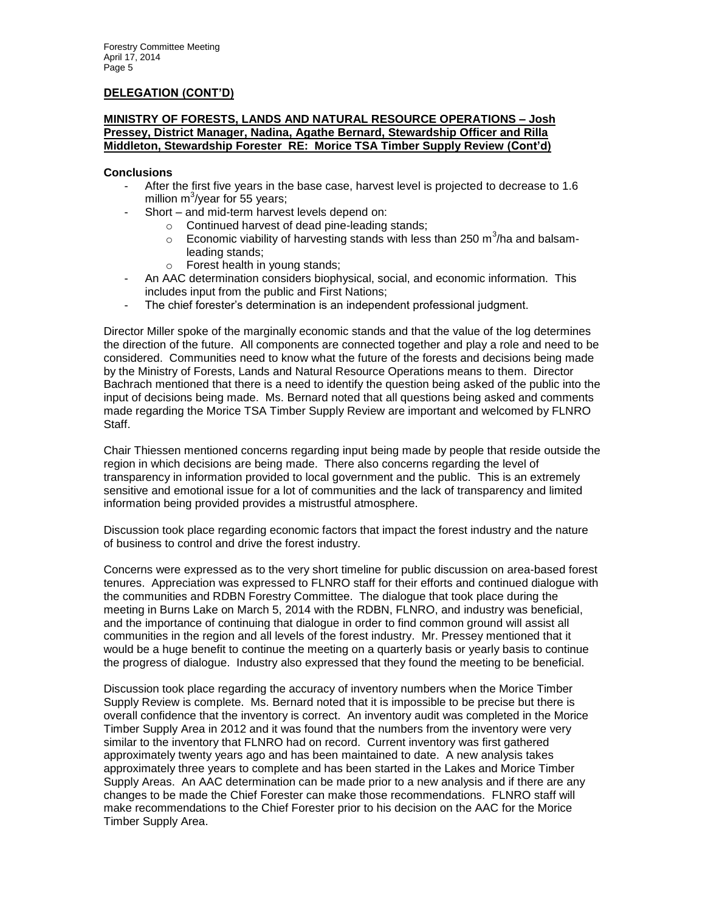**DELEGATION (CONT'D)**

**MINISTRY OF FORESTS, LANDS AND NATURAL RESOURCE OPERATIONS – Josh Pressey, District Manager, Nadina, Agathe Bernard, Stewardship Officer and Rilla Middleton, Stewardship Forester RE: Morice TSA Timber Supply Review (Cont'd)**

**Conclusions**

- After the first five years in the base case, harvest level is projected to decrease to 1.6 million $m^3$/year for 55 years;
- Short – and mid-term harvest levels depend on:
  - Continued harvest of dead pine-leading stands;
  - Economic viability of harvesting stands with less than 250 $m^3$/ha and balsam-leading stands;
  - Forest health in young stands;
- An AAC determination considers biophysical, social, and economic information. This includes input from the public and First Nations;
- The chief forester's determination is an independent professional judgment.

Director Miller spoke of the marginally economic stands and that the value of the log determines the direction of the future. All components are connected together and play a role and need to be considered. Communities need to know what the future of the forests and decisions being made by the Ministry of Forests, Lands and Natural Resource Operations means to them. Director Bachrach mentioned that there is a need to identify the question being asked of the public into the input of decisions being made. Ms. Bernard noted that all questions being asked and comments made regarding the Morice TSA Timber Supply Review are important and welcomed by FLNRO Staff.

Chair Thiessen mentioned concerns regarding input being made by people that reside outside the region in which decisions are being made. There also concerns regarding the level of transparency in information provided to local government and the public. This is an extremely sensitive and emotional issue for a lot of communities and the lack of transparency and limited information being provided provides a mistrustful atmosphere.

Discussion took place regarding economic factors that impact the forest industry and the nature of business to control and drive the forest industry.

Concerns were expressed as to the very short timeline for public discussion on area-based forest tenures. Appreciation was expressed to FLNRO staff for their efforts and continued dialogue with the communities and RDBN Forestry Committee. The dialogue that took place during the meeting in Burns Lake on March 5, 2014 with the RDBN, FLNRO, and industry was beneficial, and the importance of continuing that dialogue in order to find common ground will assist all communities in the region and all levels of the forest industry. Mr. Pressey mentioned that it would be a huge benefit to continue the meeting on a quarterly basis or yearly basis to continue the progress of dialogue. Industry also expressed that they found the meeting to be beneficial.

Discussion took place regarding the accuracy of inventory numbers when the Morice Timber Supply Review is complete. Ms. Bernard noted that it is impossible to be precise but there is overall confidence that the inventory is correct. An inventory audit was completed in the Morice Timber Supply Area in 2012 and it was found that the numbers from the inventory were very similar to the inventory that FLNRO had on record. Current inventory was first gathered approximately twenty years ago and has been maintained to date. A new analysis takes approximately three years to complete and has been started in the Lakes and Morice Timber Supply Areas. An AAC determination can be made prior to a new analysis and if there are any changes to be made the Chief Forester can make those recommendations. FLNRO staff will make recommendations to the Chief Forester prior to his decision on the AAC for the Morice Timber Supply Area.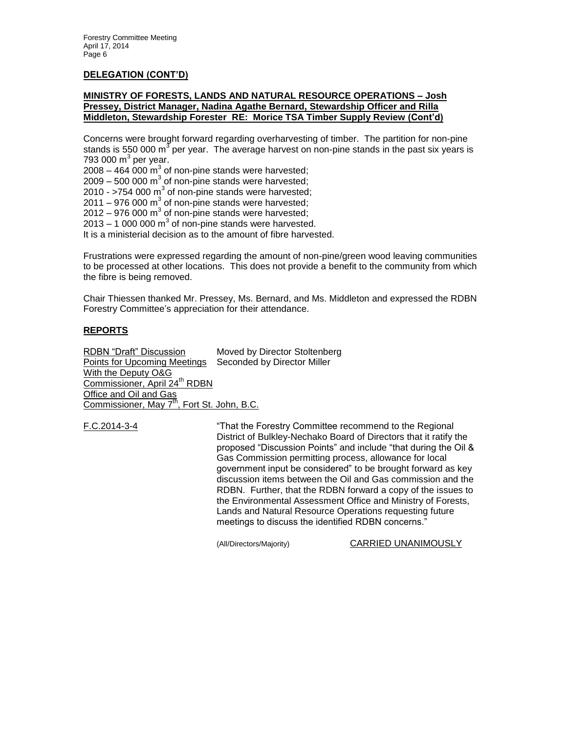## DELEGATION (CONT'D)

**MINISTRY OF FORESTS, LANDS AND NATURAL RESOURCE OPERATIONS – Josh Pressey, District Manager, Nadina Agathe Bernard, Stewardship Officer and Rilla Middleton, Stewardship Forester RE: Morice TSA Timber Supply Review (Cont'd)**

Concerns were brought forward regarding overharvesting of timber. The partition for non-pine stands is 550 000 $m^3$ per year. The average harvest on non-pine stands in the past six years is 793 000 $m^3$ per year.

2008 – 464 000 $m^3$ of non-pine stands were harvested;
2009 – 500 000 $m^3$ of non-pine stands were harvested;
2010 - >754 000 $m^3$ of non-pine stands were harvested;
2011 – 976 000 $m^3$ of non-pine stands were harvested;
2012 – 976 000 $m^3$ of non-pine stands were harvested;
2013 – 1 000 000 $m^3$ of non-pine stands were harvested.
It is a ministerial decision as to the amount of fibre harvested.

Frustrations were expressed regarding the amount of non-pine/green wood leaving communities to be processed at other locations. This does not provide a benefit to the community from which the fibre is being removed.

Chair Thiessen thanked Mr. Pressey, Ms. Bernard, and Ms. Middleton and expressed the RDBN Forestry Committee's appreciation for their attendance.

## REPORTS

RDBN "Draft" Discussion Points for Upcoming Meetings With the Deputy O&G Commissioner, April 24th RDBN Office and Oil and Gas Commissioner, May 7th, Fort St. John, B.C.

Moved by Director Stoltenberg
Seconded by Director Miller

F.C.2014-3-4

"That the Forestry Committee recommend to the Regional District of Bulkley-Nechako Board of Directors that it ratify the proposed "Discussion Points" and include "that during the Oil & Gas Commission permitting process, allowance for local government input be considered" to be brought forward as key discussion items between the Oil and Gas commission and the RDBN. Further, that the RDBN forward a copy of the issues to the Environmental Assessment Office and Ministry of Forests, Lands and Natural Resource Operations requesting future meetings to discuss the identified RDBN concerns."

(All/Directors/Majority) CARRIED UNANIMOUSLY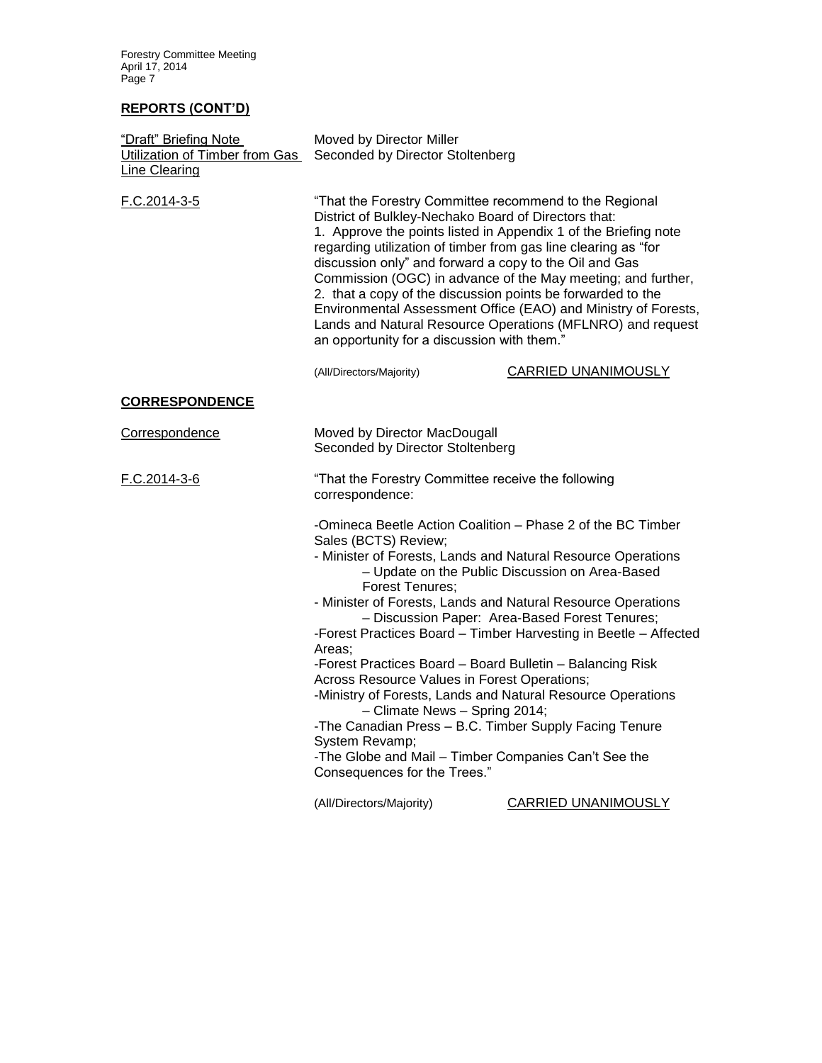**REPORTS (CONT'D)**

"Draft" Briefing Note Utilization of Timber from Gas Line Clearing

Moved by Director Miller
Seconded by Director Stoltenberg

F.C.2014-3-5

"That the Forestry Committee recommend to the Regional District of Bulkley-Nechako Board of Directors that:
1. Approve the points listed in Appendix 1 of the Briefing note regarding utilization of timber from gas line clearing as "for discussion only" and forward a copy to the Oil and Gas Commission (OGC) in advance of the May meeting; and further,
2. that a copy of the discussion points be forwarded to the Environmental Assessment Office (EAO) and Ministry of Forests, Lands and Natural Resource Operations (MFLNRO) and request an opportunity for a discussion with them."

(All/Directors/Majority) CARRIED UNANIMOUSLY

**CORRESPONDENCE**

Correspondence

Moved by Director MacDougall
Seconded by Director Stoltenberg

F.C.2014-3-6

"That the Forestry Committee receive the following correspondence:

-Omineca Beetle Action Coalition – Phase 2 of the BC Timber Sales (BCTS) Review;
- Minister of Forests, Lands and Natural Resource Operations – Update on the Public Discussion on Area-Based Forest Tenures;
- Minister of Forests, Lands and Natural Resource Operations – Discussion Paper: Area-Based Forest Tenures;
-Forest Practices Board – Timber Harvesting in Beetle – Affected Areas;
-Forest Practices Board – Board Bulletin – Balancing Risk Across Resource Values in Forest Operations;
-Ministry of Forests, Lands and Natural Resource Operations – Climate News – Spring 2014;
-The Canadian Press – B.C. Timber Supply Facing Tenure System Revamp;
-The Globe and Mail – Timber Companies Can't See the Consequences for the Trees."

(All/Directors/Majority) CARRIED UNANIMOUSLY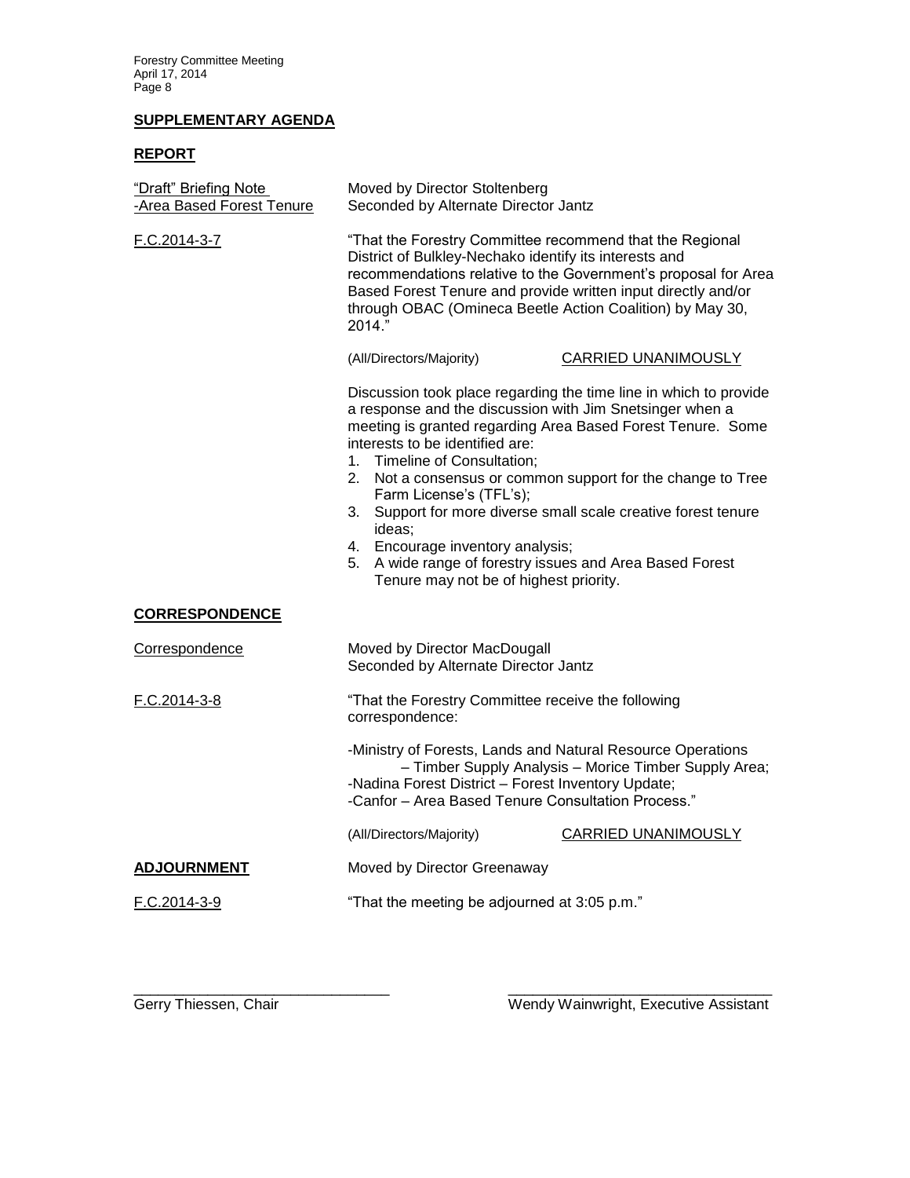**SUPPLEMENTARY AGENDA**

**REPORT**

"Draft" Briefing Note
-Area Based Forest Tenure

Moved by Director Stoltenberg
Seconded by Alternate Director Jantz

F.C.2014-3-7

"That the Forestry Committee recommend that the Regional District of Bulkley-Nechako identify its interests and recommendations relative to the Government's proposal for Area Based Forest Tenure and provide written input directly and/or through OBAC (Omineca Beetle Action Coalition) by May 30, 2014."

(All/Directors/Majority) CARRIED UNANIMOUSLY

Discussion took place regarding the time line in which to provide a response and the discussion with Jim Snetsinger when a meeting is granted regarding Area Based Forest Tenure. Some interests to be identified are:

1. Timeline of Consultation;
2. Not a consensus or common support for the change to Tree Farm License's (TFL's);
3. Support for more diverse small scale creative forest tenure ideas;
4. Encourage inventory analysis;
5. A wide range of forestry issues and Area Based Forest Tenure may not be of highest priority.

**CORRESPONDENCE**

Correspondence

Moved by Director MacDougall
Seconded by Alternate Director Jantz

F.C.2014-3-8

"That the Forestry Committee receive the following correspondence:

-Ministry of Forests, Lands and Natural Resource Operations – Timber Supply Analysis – Morice Timber Supply Area;
-Nadina Forest District – Forest Inventory Update;
-Canfor – Area Based Tenure Consultation Process."

(All/Directors/Majority) CARRIED UNANIMOUSLY

**ADJOURNMENT**

Moved by Director Greenaway

F.C.2014-3-9

"That the meeting be adjourned at 3:05 p.m."

\_\_\_\_\_\_\_\_\_\_\_\_\_\_\_\_\_\_\_\_\_\_\_\_\_\_\_\_\_\_
Gerry Thiessen, Chair

\_\_\_\_\_\_\_\_\_\_\_\_\_\_\_\_\_\_\_\_\_\_\_\_\_\_\_\_\_\_
Wendy Wainwright, Executive Assistant